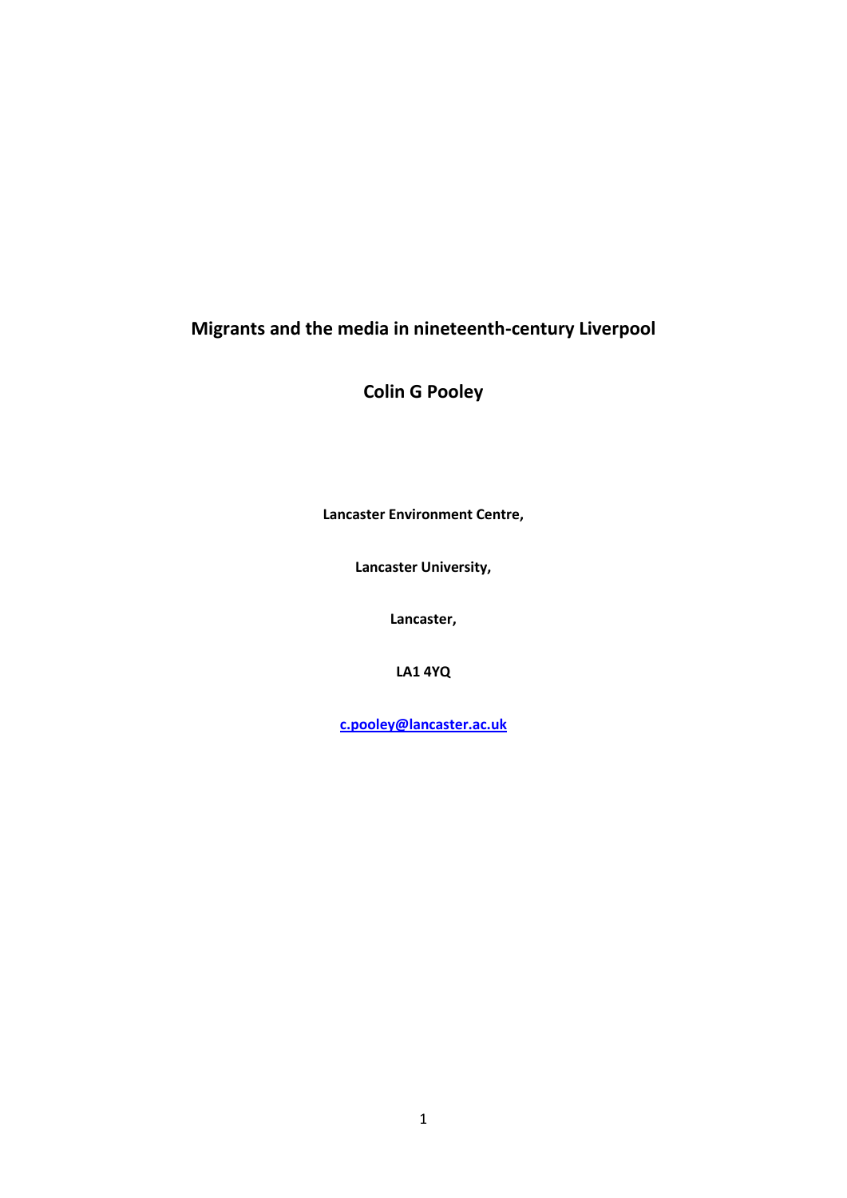# Migrants and the media in nineteenth-century Liverpool

## Colin G Pooley

**Lancaster Environment Centre,**

**Lancaster University,**

**Lancaster,**

**LA1 4YQ**

**c.pooley@lancaster.ac.uk**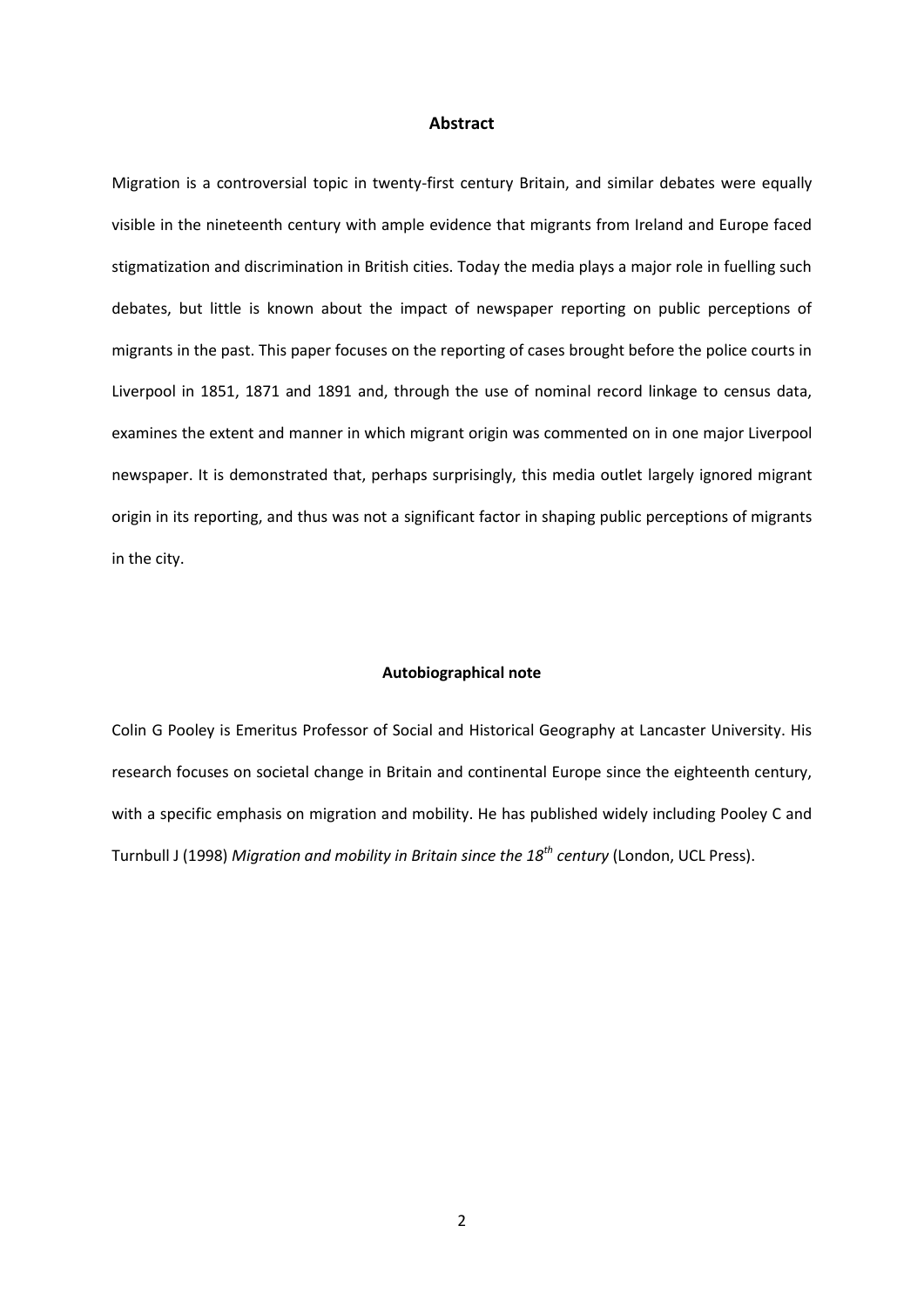## Abstract

Migration is a controversial topic in twenty-first century Britain, and similar debates were equally visible in the nineteenth century with ample evidence that migrants from Ireland and Europe faced stigmatization and discrimination in British cities. Today the media plays a major role in fuelling such debates, but little is known about the impact of newspaper reporting on public perceptions of migrants in the past. This paper focuses on the reporting of cases brought before the police courts in Liverpool in 1851, 1871 and 1891 and, through the use of nominal record linkage to census data, examines the extent and manner in which migrant origin was commented on in one major Liverpool newspaper. It is demonstrated that, perhaps surprisingly, this media outlet largely ignored migrant origin in its reporting, and thus was not a significant factor in shaping public perceptions of migrants in the city.

## Autobiographical note

Colin G Pooley is Emeritus Professor of Social and Historical Geography at Lancaster University. His research focuses on societal change in Britain and continental Europe since the eighteenth century, with a specific emphasis on migration and mobility. He has published widely including Pooley C and Turnbull J (1998) *Migration and mobility in Britain since the 18th century* (London, UCL Press).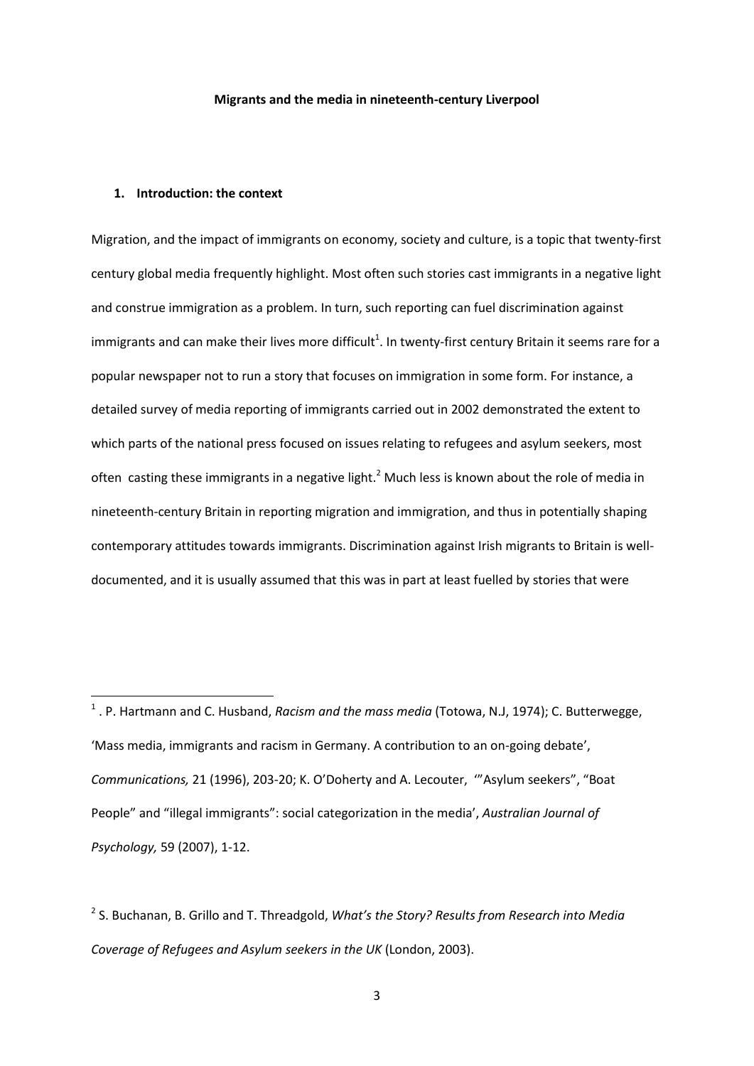**Migrants and the media in nineteenth-century Liverpool**

**1. Introduction: the context**

Migration, and the impact of immigrants on economy, society and culture, is a topic that twenty-first century global media frequently highlight. Most often such stories cast immigrants in a negative light and construe immigration as a problem. In turn, such reporting can fuel discrimination against immigrants and can make their lives more difficult[1]. In twenty-first century Britain it seems rare for a popular newspaper not to run a story that focuses on immigration in some form. For instance, a detailed survey of media reporting of immigrants carried out in 2002 demonstrated the extent to which parts of the national press focused on issues relating to refugees and asylum seekers, most often casting these immigrants in a negative light.[2] Much less is known about the role of media in nineteenth-century Britain in reporting migration and immigration, and thus in potentially shaping contemporary attitudes towards immigrants. Discrimination against Irish migrants to Britain is well-documented, and it is usually assumed that this was in part at least fuelled by stories that were

---

[1] . P. Hartmann and C. Husband, *Racism and the mass media* (Totowa, N.J, 1974); C. Butterwegge, 'Mass media, immigrants and racism in Germany. A contribution to an on-going debate', *Communications,* 21 (1996), 203-20; K. O'Doherty and A. Lecouter, '"Asylum seekers", "Boat People" and "illegal immigrants": social categorization in the media', *Australian Journal of Psychology,* 59 (2007), 1-12.

[2] S. Buchanan, B. Grillo and T. Threadgold, *What's the Story? Results from Research into Media Coverage of Refugees and Asylum seekers in the UK* (London, 2003).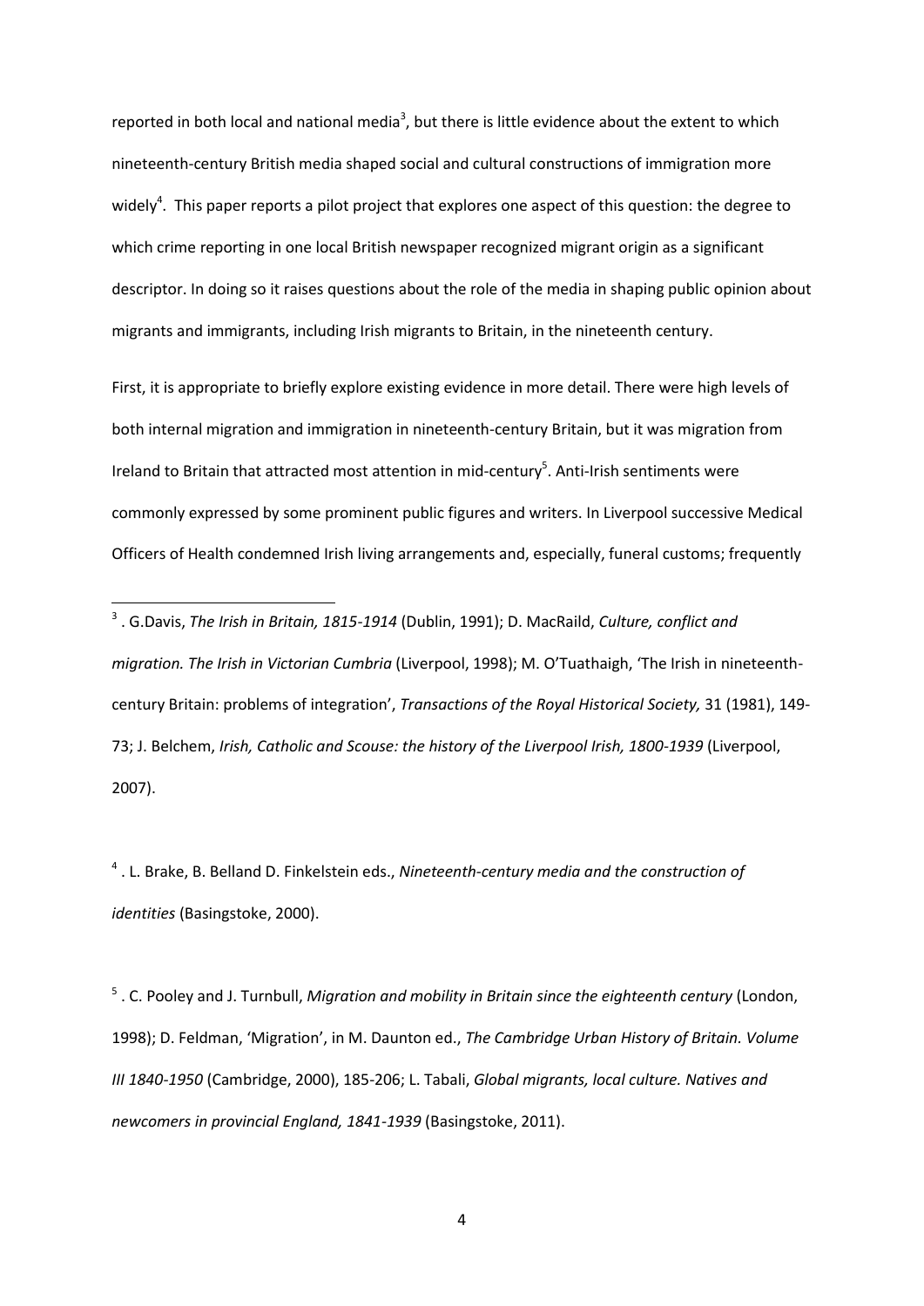reported in both local and national media[3], but there is little evidence about the extent to which nineteenth-century British media shaped social and cultural constructions of immigration more widely[4]. This paper reports a pilot project that explores one aspect of this question: the degree to which crime reporting in one local British newspaper recognized migrant origin as a significant descriptor. In doing so it raises questions about the role of the media in shaping public opinion about migrants and immigrants, including Irish migrants to Britain, in the nineteenth century.

First, it is appropriate to briefly explore existing evidence in more detail. There were high levels of both internal migration and immigration in nineteenth-century Britain, but it was migration from Ireland to Britain that attracted most attention in mid-century[5]. Anti-Irish sentiments were commonly expressed by some prominent public figures and writers. In Liverpool successive Medical Officers of Health condemned Irish living arrangements and, especially, funeral customs; frequently

[3] . G.Davis, *The Irish in Britain, 1815-1914* (Dublin, 1991); D. MacRaild, *Culture, conflict and migration. The Irish in Victorian Cumbria* (Liverpool, 1998); M. O'Tuathaigh, 'The Irish in nineteenth-century Britain: problems of integration', *Transactions of the Royal Historical Society,* 31 (1981), 149-73; J. Belchem, *Irish, Catholic and Scouse: the history of the Liverpool Irish, 1800-1939* (Liverpool, 2007).

[4] . L. Brake, B. Belland D. Finkelstein eds., *Nineteenth-century media and the construction of identities* (Basingstoke, 2000).

[5] . C. Pooley and J. Turnbull, *Migration and mobility in Britain since the eighteenth century* (London, 1998); D. Feldman, 'Migration', in M. Daunton ed., *The Cambridge Urban History of Britain. Volume III 1840-1950* (Cambridge, 2000), 185-206; L. Tabali, *Global migrants, local culture. Natives and newcomers in provincial England, 1841-1939* (Basingstoke, 2011).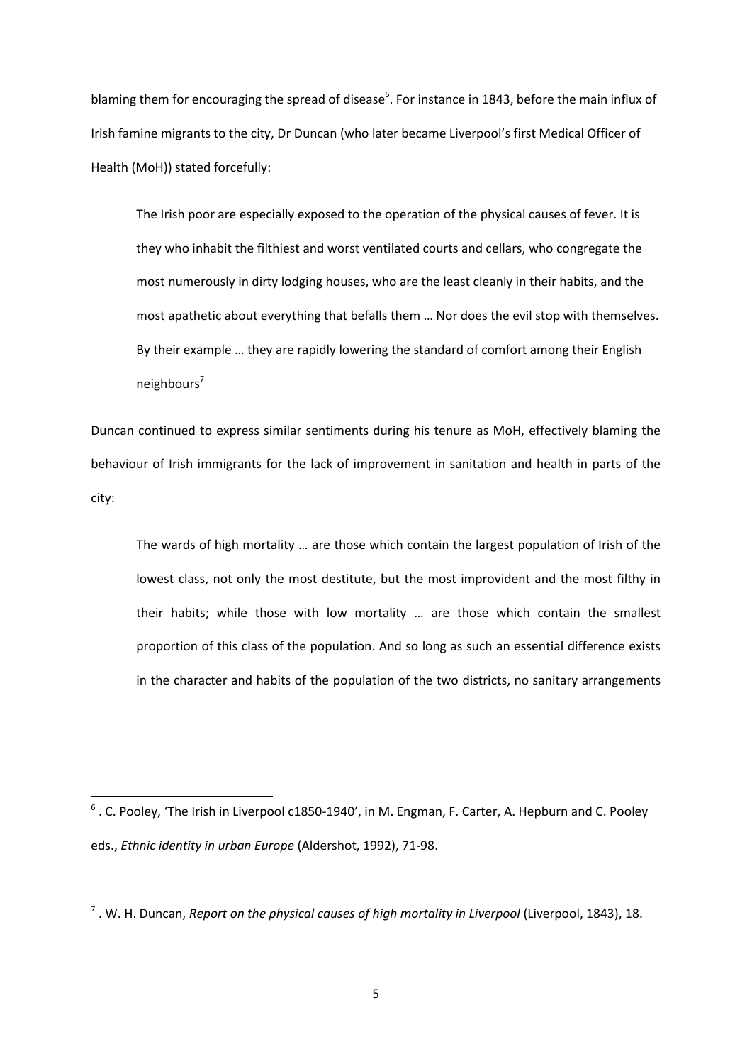blaming them for encouraging the spread of disease[6]. For instance in 1843, before the main influx of Irish famine migrants to the city, Dr Duncan (who later became Liverpool's first Medical Officer of Health (MoH)) stated forcefully:

> The Irish poor are especially exposed to the operation of the physical causes of fever. It is they who inhabit the filthiest and worst ventilated courts and cellars, who congregate the most numerously in dirty lodging houses, who are the least cleanly in their habits, and the most apathetic about everything that befalls them … Nor does the evil stop with themselves. By their example … they are rapidly lowering the standard of comfort among their English neighbours[7]

Duncan continued to express similar sentiments during his tenure as MoH, effectively blaming the behaviour of Irish immigrants for the lack of improvement in sanitation and health in parts of the city:

> The wards of high mortality … are those which contain the largest population of Irish of the lowest class, not only the most destitute, but the most improvident and the most filthy in their habits; while those with low mortality … are those which contain the smallest proportion of this class of the population. And so long as such an essential difference exists in the character and habits of the population of the two districts, no sanitary arrangements

---

[6] . C. Pooley, 'The Irish in Liverpool c1850-1940', in M. Engman, F. Carter, A. Hepburn and C. Pooley eds., *Ethnic identity in urban Europe* (Aldershot, 1992), 71-98.

[7] . W. H. Duncan, *Report on the physical causes of high mortality in Liverpool* (Liverpool, 1843), 18.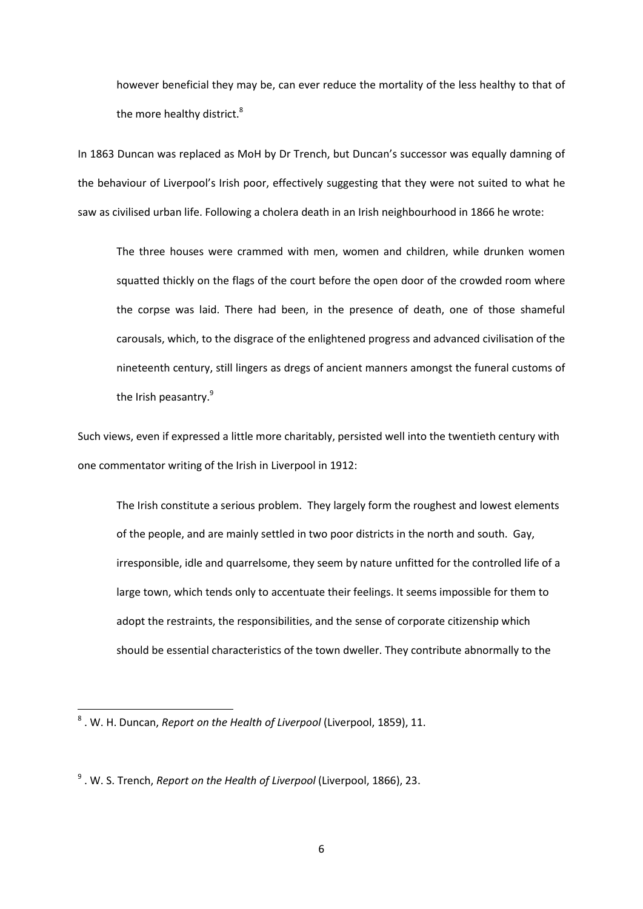> however beneficial they may be, can ever reduce the mortality of the less healthy to that of the more healthy district.[8]

In 1863 Duncan was replaced as MoH by Dr Trench, but Duncan's successor was equally damning of the behaviour of Liverpool's Irish poor, effectively suggesting that they were not suited to what he saw as civilised urban life. Following a cholera death in an Irish neighbourhood in 1866 he wrote:

> The three houses were crammed with men, women and children, while drunken women squatted thickly on the flags of the court before the open door of the crowded room where the corpse was laid. There had been, in the presence of death, one of those shameful carousals, which, to the disgrace of the enlightened progress and advanced civilisation of the nineteenth century, still lingers as dregs of ancient manners amongst the funeral customs of the Irish peasantry.[9]

Such views, even if expressed a little more charitably, persisted well into the twentieth century with one commentator writing of the Irish in Liverpool in 1912:

> The Irish constitute a serious problem. They largely form the roughest and lowest elements of the people, and are mainly settled in two poor districts in the north and south. Gay, irresponsible, idle and quarrelsome, they seem by nature unfitted for the controlled life of a large town, which tends only to accentuate their feelings. It seems impossible for them to adopt the restraints, the responsibilities, and the sense of corporate citizenship which should be essential characteristics of the town dweller. They contribute abnormally to the

---

[8] . W. H. Duncan, *Report on the Health of Liverpool* (Liverpool, 1859), 11.

[9] . W. S. Trench, *Report on the Health of Liverpool* (Liverpool, 1866), 23.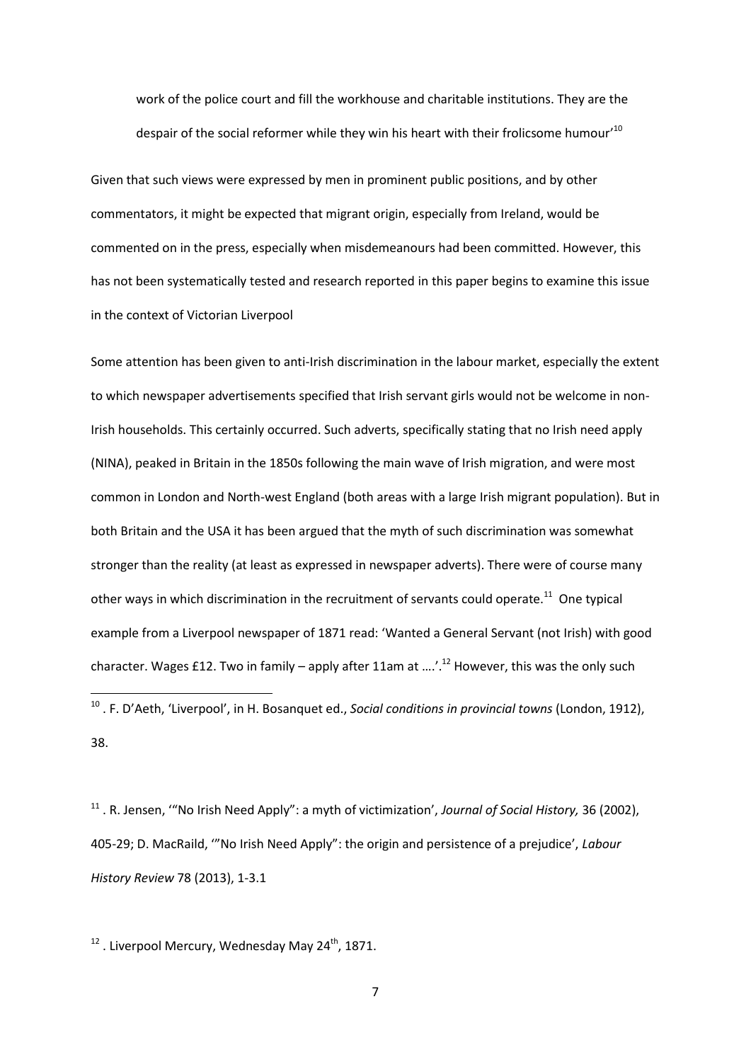work of the police court and fill the workhouse and charitable institutions. They are the despair of the social reformer while they win his heart with their frolicsome humour'[10]

Given that such views were expressed by men in prominent public positions, and by other commentators, it might be expected that migrant origin, especially from Ireland, would be commented on in the press, especially when misdemeanours had been committed. However, this has not been systematically tested and research reported in this paper begins to examine this issue in the context of Victorian Liverpool

Some attention has been given to anti-Irish discrimination in the labour market, especially the extent to which newspaper advertisements specified that Irish servant girls would not be welcome in non-Irish households. This certainly occurred. Such adverts, specifically stating that no Irish need apply (NINA), peaked in Britain in the 1850s following the main wave of Irish migration, and were most common in London and North-west England (both areas with a large Irish migrant population). But in both Britain and the USA it has been argued that the myth of such discrimination was somewhat stronger than the reality (at least as expressed in newspaper adverts). There were of course many other ways in which discrimination in the recruitment of servants could operate.[11] One typical example from a Liverpool newspaper of 1871 read: 'Wanted a General Servant (not Irish) with good character. Wages £12. Two in family – apply after 11am at ….'.[12] However, this was the only such

[10] . F. D'Aeth, 'Liverpool', in H. Bosanquet ed., *Social conditions in provincial towns* (London, 1912), 38.

[11] . R. Jensen, '"No Irish Need Apply": a myth of victimization', *Journal of Social History,* 36 (2002), 405-29; D. MacRaild, '"No Irish Need Apply": the origin and persistence of a prejudice', *Labour History Review* 78 (2013), 1-3.1

[12] . Liverpool Mercury, Wednesday May 24th, 1871.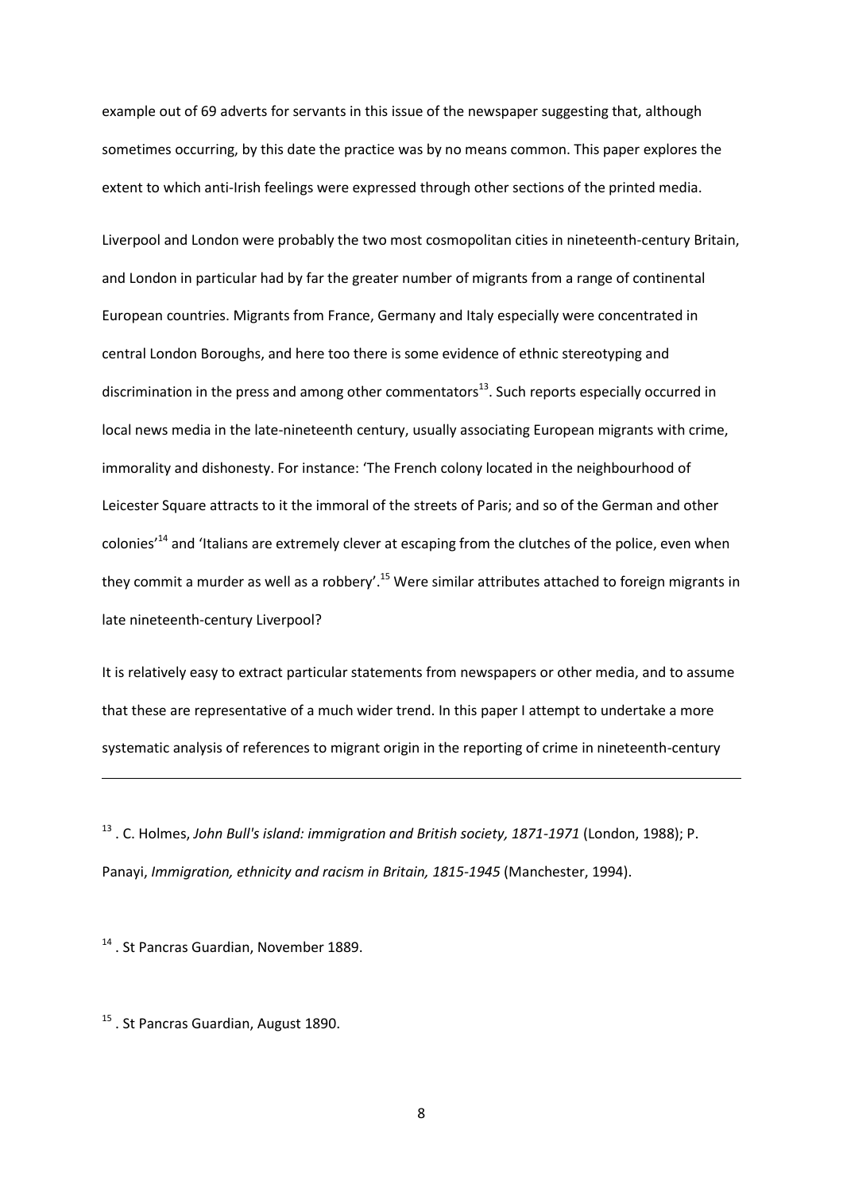example out of 69 adverts for servants in this issue of the newspaper suggesting that, although sometimes occurring, by this date the practice was by no means common. This paper explores the extent to which anti-Irish feelings were expressed through other sections of the printed media.

Liverpool and London were probably the two most cosmopolitan cities in nineteenth-century Britain, and London in particular had by far the greater number of migrants from a range of continental European countries. Migrants from France, Germany and Italy especially were concentrated in central London Boroughs, and here too there is some evidence of ethnic stereotyping and discrimination in the press and among other commentators[13]. Such reports especially occurred in local news media in the late-nineteenth century, usually associating European migrants with crime, immorality and dishonesty. For instance: 'The French colony located in the neighbourhood of Leicester Square attracts to it the immoral of the streets of Paris; and so of the German and other colonies'[14] and 'Italians are extremely clever at escaping from the clutches of the police, even when they commit a murder as well as a robbery'.[15] Were similar attributes attached to foreign migrants in late nineteenth-century Liverpool?

It is relatively easy to extract particular statements from newspapers or other media, and to assume that these are representative of a much wider trend. In this paper I attempt to undertake a more systematic analysis of references to migrant origin in the reporting of crime in nineteenth-century

---

[13] . C. Holmes, *John Bull's island: immigration and British society, 1871-1971* (London, 1988); P. Panayi, *Immigration, ethnicity and racism in Britain, 1815-1945* (Manchester, 1994).

[14] . St Pancras Guardian, November 1889.

[15] . St Pancras Guardian, August 1890.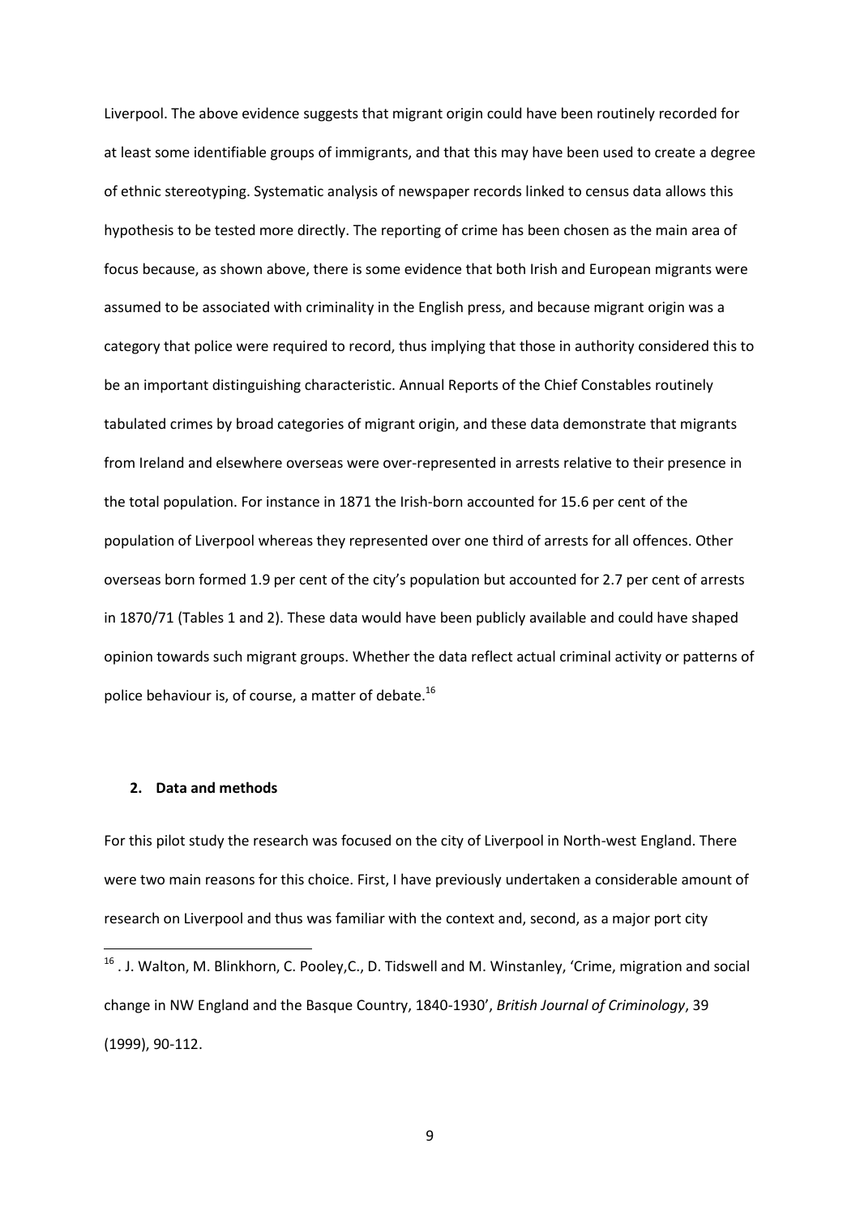Liverpool. The above evidence suggests that migrant origin could have been routinely recorded for at least some identifiable groups of immigrants, and that this may have been used to create a degree of ethnic stereotyping. Systematic analysis of newspaper records linked to census data allows this hypothesis to be tested more directly. The reporting of crime has been chosen as the main area of focus because, as shown above, there is some evidence that both Irish and European migrants were assumed to be associated with criminality in the English press, and because migrant origin was a category that police were required to record, thus implying that those in authority considered this to be an important distinguishing characteristic. Annual Reports of the Chief Constables routinely tabulated crimes by broad categories of migrant origin, and these data demonstrate that migrants from Ireland and elsewhere overseas were over-represented in arrests relative to their presence in the total population. For instance in 1871 the Irish-born accounted for 15.6 per cent of the population of Liverpool whereas they represented over one third of arrests for all offences. Other overseas born formed 1.9 per cent of the city's population but accounted for 2.7 per cent of arrests in 1870/71 (Tables 1 and 2). These data would have been publicly available and could have shaped opinion towards such migrant groups. Whether the data reflect actual criminal activity or patterns of police behaviour is, of course, a matter of debate.[16]

## 2. Data and methods

For this pilot study the research was focused on the city of Liverpool in North-west England. There were two main reasons for this choice. First, I have previously undertaken a considerable amount of research on Liverpool and thus was familiar with the context and, second, as a major port city

---

[16] . J. Walton, M. Blinkhorn, C. Pooley,C., D. Tidswell and M. Winstanley, 'Crime, migration and social change in NW England and the Basque Country, 1840-1930', *British Journal of Criminology*, 39 (1999), 90-112.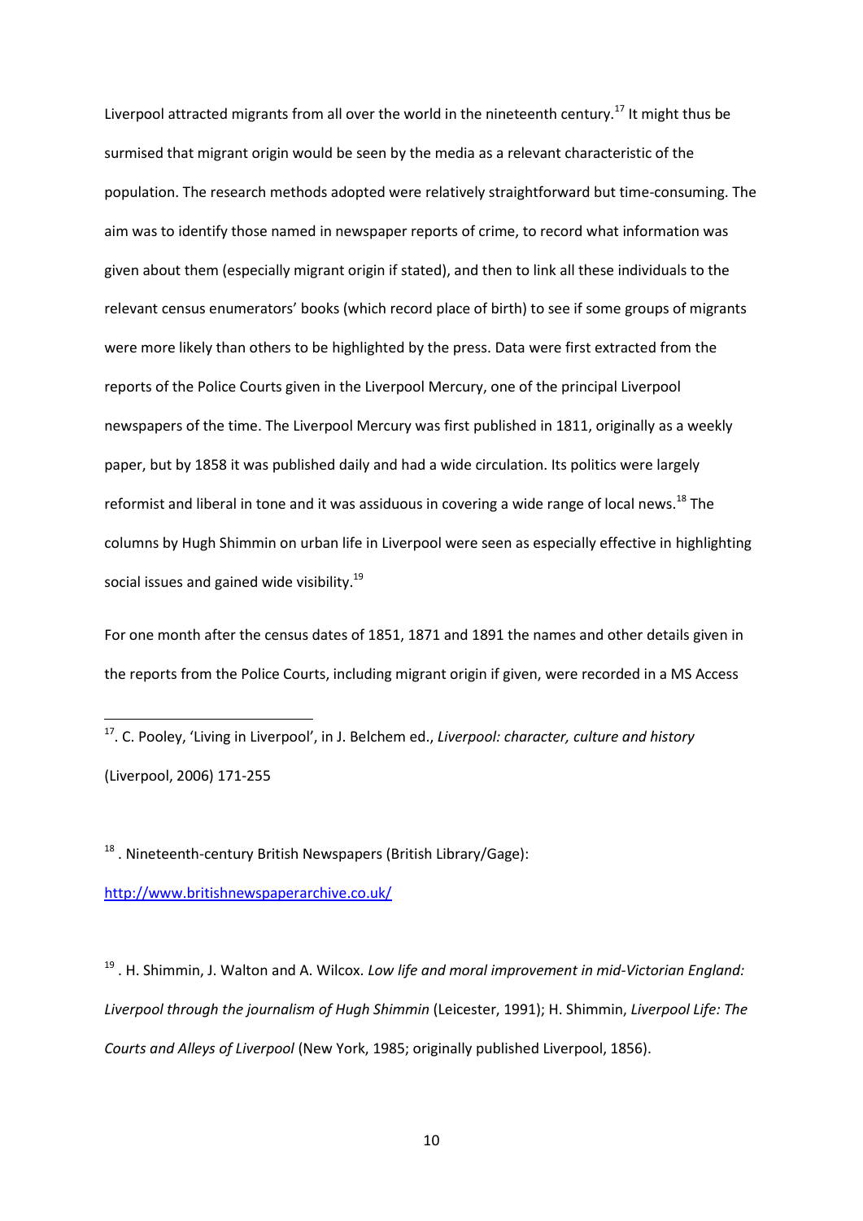Liverpool attracted migrants from all over the world in the nineteenth century.[17] It might thus be surmised that migrant origin would be seen by the media as a relevant characteristic of the population. The research methods adopted were relatively straightforward but time-consuming. The aim was to identify those named in newspaper reports of crime, to record what information was given about them (especially migrant origin if stated), and then to link all these individuals to the relevant census enumerators' books (which record place of birth) to see if some groups of migrants were more likely than others to be highlighted by the press. Data were first extracted from the reports of the Police Courts given in the Liverpool Mercury, one of the principal Liverpool newspapers of the time. The Liverpool Mercury was first published in 1811, originally as a weekly paper, but by 1858 it was published daily and had a wide circulation. Its politics were largely reformist and liberal in tone and it was assiduous in covering a wide range of local news.[18] The columns by Hugh Shimmin on urban life in Liverpool were seen as especially effective in highlighting social issues and gained wide visibility.[19]

For one month after the census dates of 1851, 1871 and 1891 the names and other details given in the reports from the Police Courts, including migrant origin if given, were recorded in a MS Access

---

[17]. C. Pooley, 'Living in Liverpool', in J. Belchem ed., *Liverpool: character, culture and history* (Liverpool, 2006) 171-255

[18] . Nineteenth-century British Newspapers (British Library/Gage): http://www.britishnewspaperarchive.co.uk/

[19] . H. Shimmin, J. Walton and A. Wilcox. *Low life and moral improvement in mid-Victorian England: Liverpool through the journalism of Hugh Shimmin* (Leicester, 1991); H. Shimmin, *Liverpool Life: The Courts and Alleys of Liverpool* (New York, 1985; originally published Liverpool, 1856).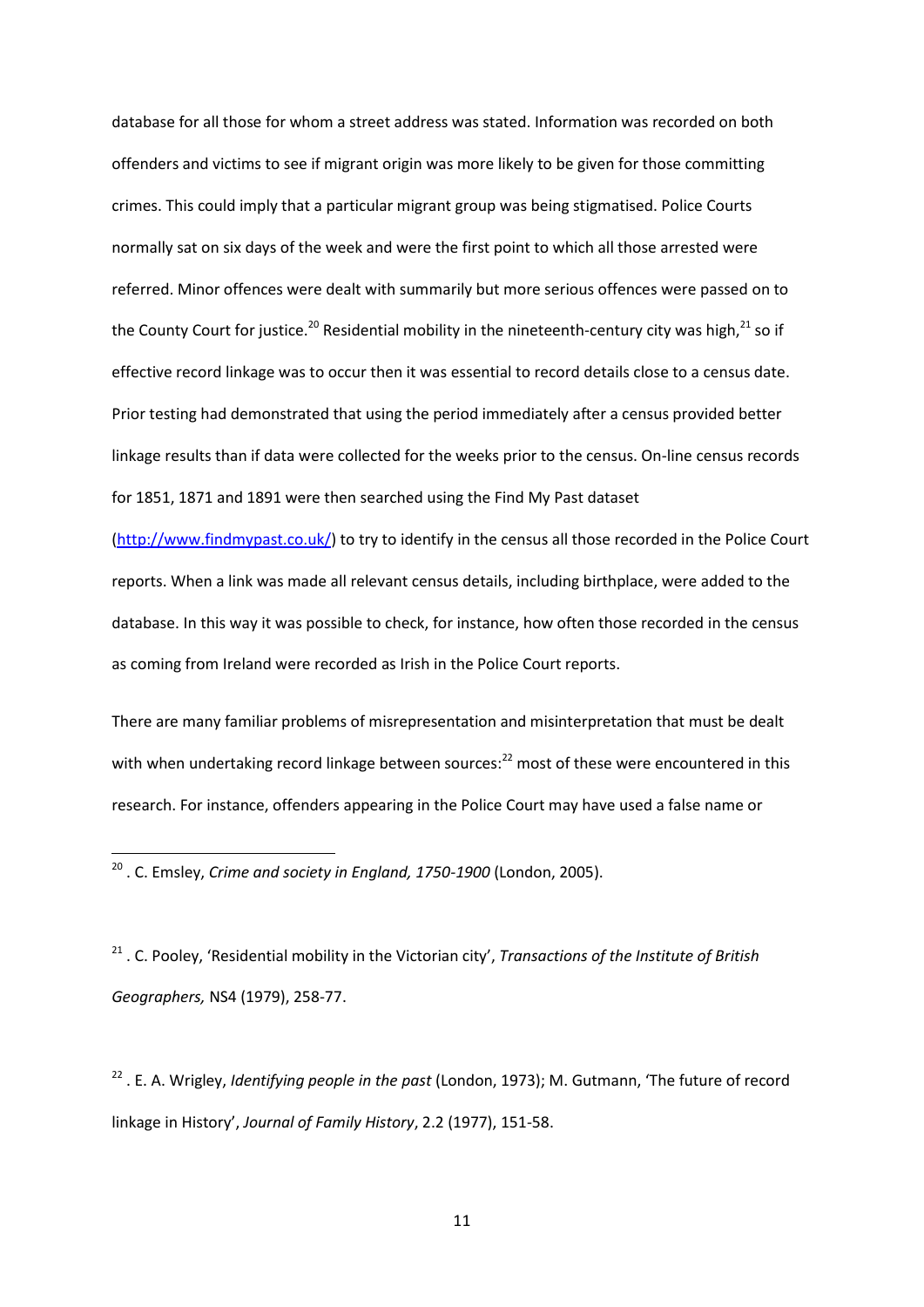database for all those for whom a street address was stated. Information was recorded on both offenders and victims to see if migrant origin was more likely to be given for those committing crimes. This could imply that a particular migrant group was being stigmatised. Police Courts normally sat on six days of the week and were the first point to which all those arrested were referred. Minor offences were dealt with summarily but more serious offences were passed on to the County Court for justice.[20] Residential mobility in the nineteenth-century city was high,[21] so if effective record linkage was to occur then it was essential to record details close to a census date. Prior testing had demonstrated that using the period immediately after a census provided better linkage results than if data were collected for the weeks prior to the census. On-line census records for 1851, 1871 and 1891 were then searched using the Find My Past dataset (http://www.findmypast.co.uk/) to try to identify in the census all those recorded in the Police Court reports. When a link was made all relevant census details, including birthplace, were added to the database. In this way it was possible to check, for instance, how often those recorded in the census as coming from Ireland were recorded as Irish in the Police Court reports.

There are many familiar problems of misrepresentation and misinterpretation that must be dealt with when undertaking record linkage between sources:[22] most of these were encountered in this research. For instance, offenders appearing in the Police Court may have used a false name or

---

[20] . C. Emsley, *Crime and society in England, 1750-1900* (London, 2005).

[21] . C. Pooley, 'Residential mobility in the Victorian city', *Transactions of the Institute of British Geographers,* NS4 (1979), 258-77.

[22] . E. A. Wrigley, *Identifying people in the past* (London, 1973); M. Gutmann, 'The future of record linkage in History', *Journal of Family History*, 2.2 (1977), 151-58.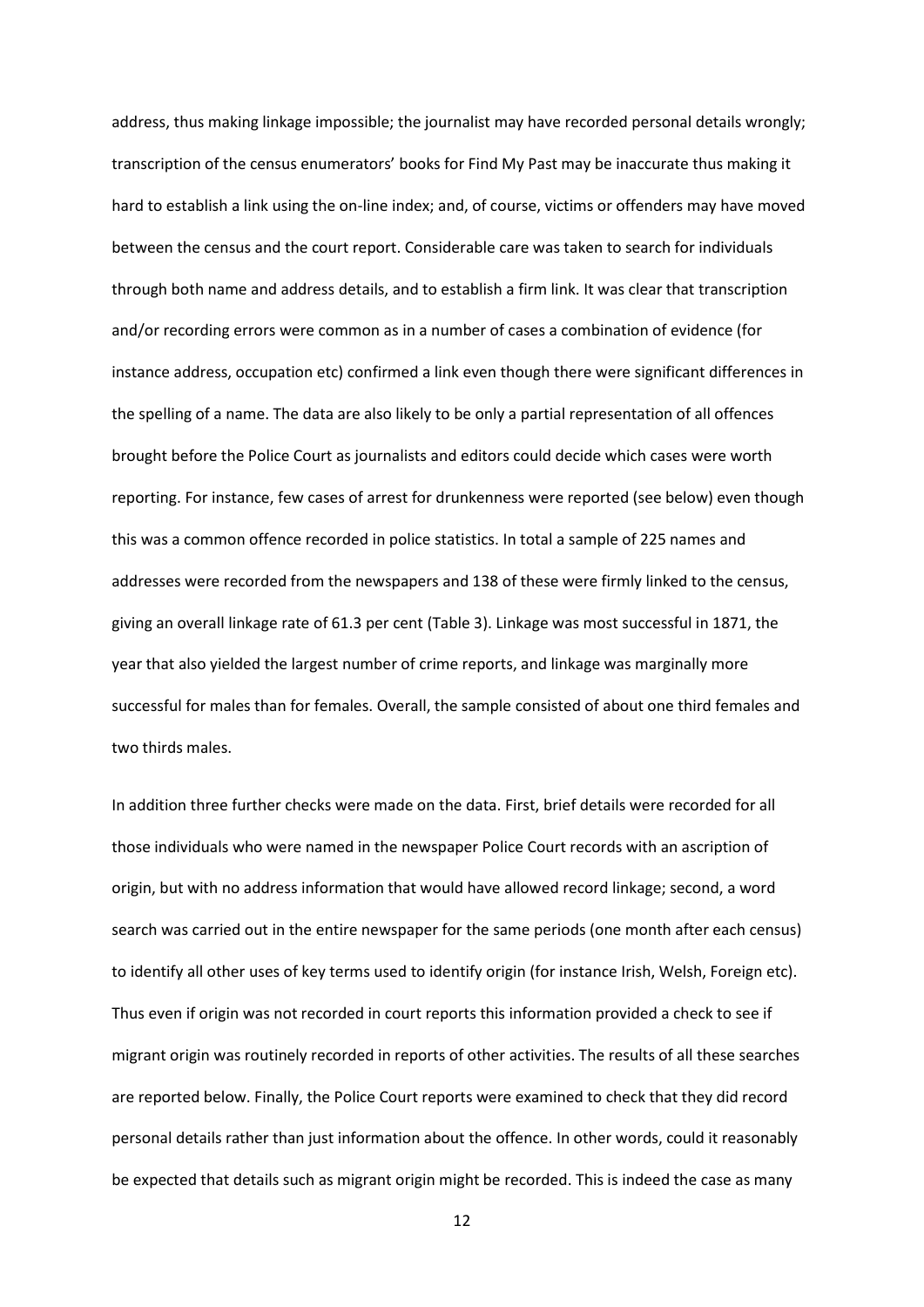address, thus making linkage impossible; the journalist may have recorded personal details wrongly; transcription of the census enumerators' books for Find My Past may be inaccurate thus making it hard to establish a link using the on-line index; and, of course, victims or offenders may have moved between the census and the court report. Considerable care was taken to search for individuals through both name and address details, and to establish a firm link. It was clear that transcription and/or recording errors were common as in a number of cases a combination of evidence (for instance address, occupation etc) confirmed a link even though there were significant differences in the spelling of a name. The data are also likely to be only a partial representation of all offences brought before the Police Court as journalists and editors could decide which cases were worth reporting. For instance, few cases of arrest for drunkenness were reported (see below) even though this was a common offence recorded in police statistics. In total a sample of 225 names and addresses were recorded from the newspapers and 138 of these were firmly linked to the census, giving an overall linkage rate of 61.3 per cent (Table 3). Linkage was most successful in 1871, the year that also yielded the largest number of crime reports, and linkage was marginally more successful for males than for females. Overall, the sample consisted of about one third females and two thirds males.

In addition three further checks were made on the data. First, brief details were recorded for all those individuals who were named in the newspaper Police Court records with an ascription of origin, but with no address information that would have allowed record linkage; second, a word search was carried out in the entire newspaper for the same periods (one month after each census) to identify all other uses of key terms used to identify origin (for instance Irish, Welsh, Foreign etc). Thus even if origin was not recorded in court reports this information provided a check to see if migrant origin was routinely recorded in reports of other activities. The results of all these searches are reported below. Finally, the Police Court reports were examined to check that they did record personal details rather than just information about the offence. In other words, could it reasonably be expected that details such as migrant origin might be recorded. This is indeed the case as many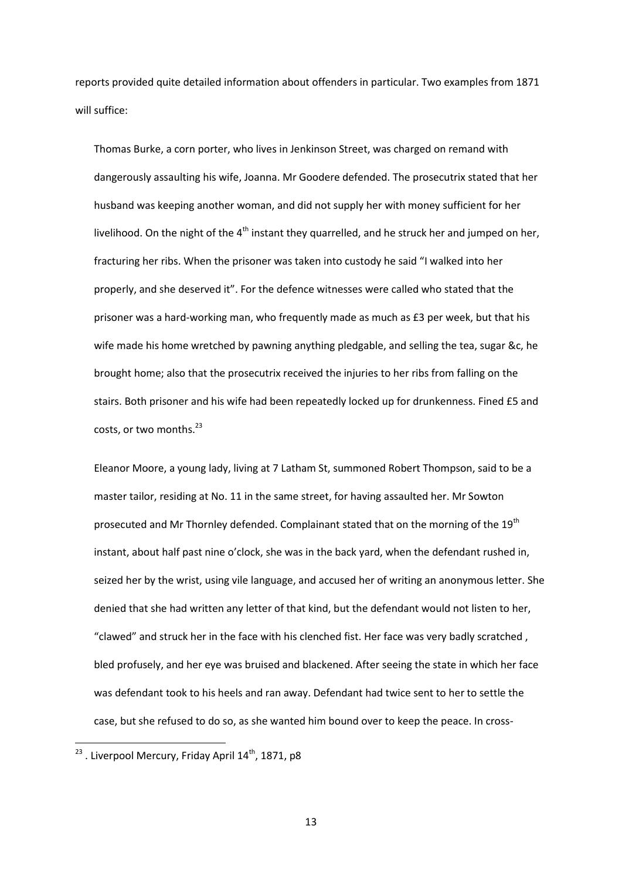reports provided quite detailed information about offenders in particular. Two examples from 1871 will suffice:

> Thomas Burke, a corn porter, who lives in Jenkinson Street, was charged on remand with dangerously assaulting his wife, Joanna. Mr Goodere defended. The prosecutrix stated that her husband was keeping another woman, and did not supply her with money sufficient for her livelihood. On the night of the 4th instant they quarrelled, and he struck her and jumped on her, fracturing her ribs. When the prisoner was taken into custody he said "I walked into her properly, and she deserved it". For the defence witnesses were called who stated that the prisoner was a hard-working man, who frequently made as much as £3 per week, but that his wife made his home wretched by pawning anything pledgable, and selling the tea, sugar &c, he brought home; also that the prosecutrix received the injuries to her ribs from falling on the stairs. Both prisoner and his wife had been repeatedly locked up for drunkenness. Fined £5 and costs, or two months.[23]

> Eleanor Moore, a young lady, living at 7 Latham St, summoned Robert Thompson, said to be a master tailor, residing at No. 11 in the same street, for having assaulted her. Mr Sowton prosecuted and Mr Thornley defended. Complainant stated that on the morning of the 19th instant, about half past nine o'clock, she was in the back yard, when the defendant rushed in, seized her by the wrist, using vile language, and accused her of writing an anonymous letter. She denied that she had written any letter of that kind, but the defendant would not listen to her, "clawed" and struck her in the face with his clenched fist. Her face was very badly scratched , bled profusely, and her eye was bruised and blackened. After seeing the state in which her face was defendant took to his heels and ran away. Defendant had twice sent to her to settle the case, but she refused to do so, as she wanted him bound over to keep the peace. In cross-

[23] . Liverpool Mercury, Friday April 14th, 1871, p8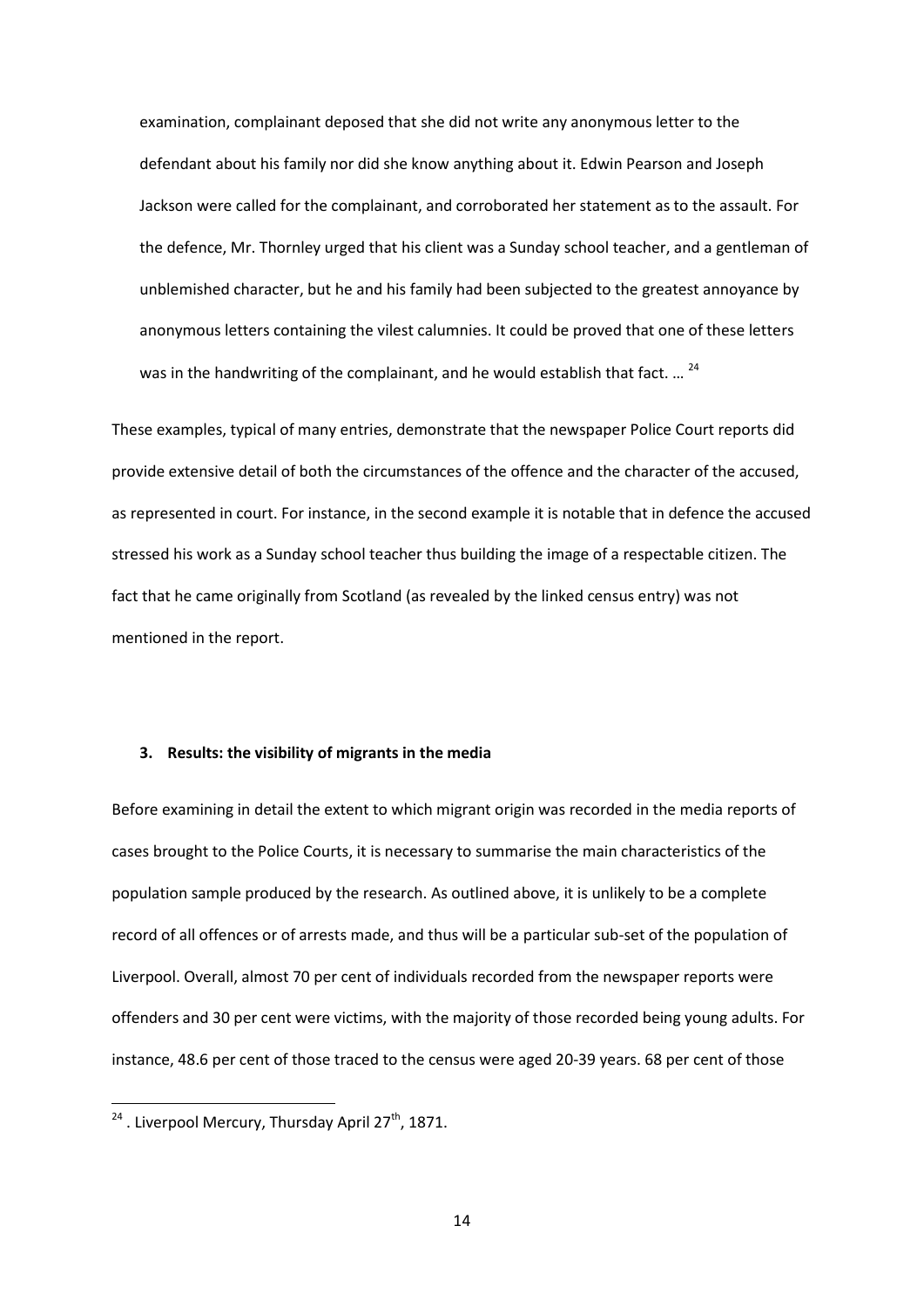examination, complainant deposed that she did not write any anonymous letter to the defendant about his family nor did she know anything about it. Edwin Pearson and Joseph Jackson were called for the complainant, and corroborated her statement as to the assault. For the defence, Mr. Thornley urged that his client was a Sunday school teacher, and a gentleman of unblemished character, but he and his family had been subjected to the greatest annoyance by anonymous letters containing the vilest calumnies. It could be proved that one of these letters was in the handwriting of the complainant, and he would establish that fact. … [24]

These examples, typical of many entries, demonstrate that the newspaper Police Court reports did provide extensive detail of both the circumstances of the offence and the character of the accused, as represented in court. For instance, in the second example it is notable that in defence the accused stressed his work as a Sunday school teacher thus building the image of a respectable citizen. The fact that he came originally from Scotland (as revealed by the linked census entry) was not mentioned in the report.

### 3. Results: the visibility of migrants in the media

Before examining in detail the extent to which migrant origin was recorded in the media reports of cases brought to the Police Courts, it is necessary to summarise the main characteristics of the population sample produced by the research. As outlined above, it is unlikely to be a complete record of all offences or of arrests made, and thus will be a particular sub-set of the population of Liverpool. Overall, almost 70 per cent of individuals recorded from the newspaper reports were offenders and 30 per cent were victims, with the majority of those recorded being young adults. For instance, 48.6 per cent of those traced to the census were aged 20-39 years. 68 per cent of those

[24] . Liverpool Mercury, Thursday April 27th, 1871.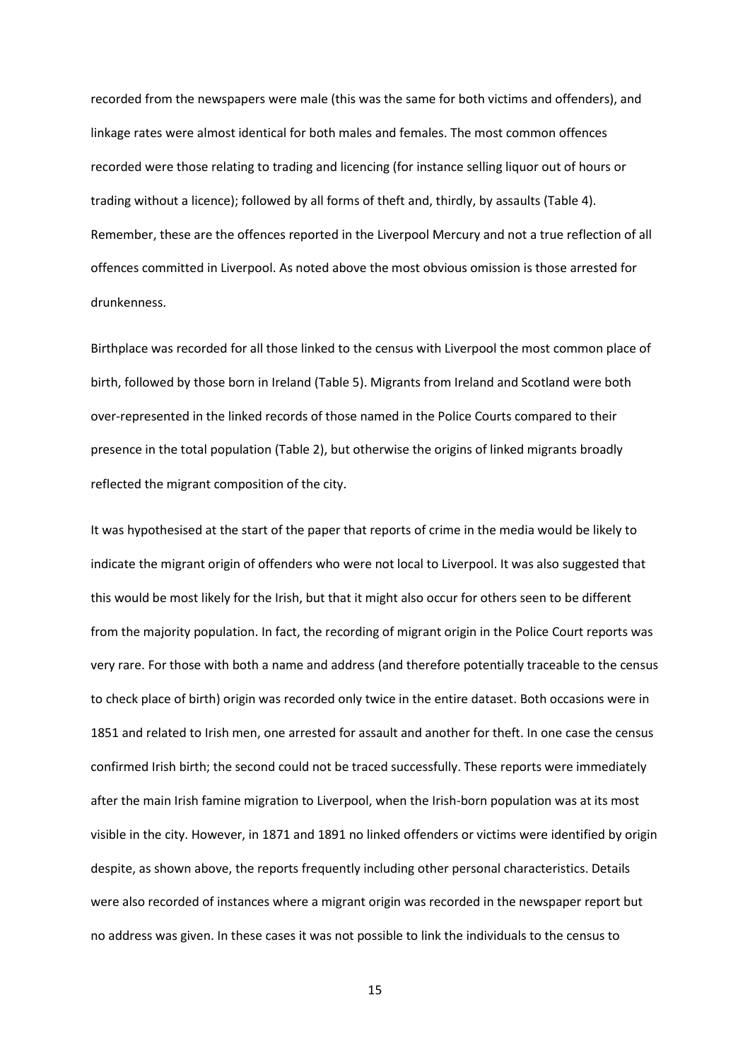recorded from the newspapers were male (this was the same for both victims and offenders), and linkage rates were almost identical for both males and females. The most common offences recorded were those relating to trading and licencing (for instance selling liquor out of hours or trading without a licence); followed by all forms of theft and, thirdly, by assaults (Table 4). Remember, these are the offences reported in the Liverpool Mercury and not a true reflection of all offences committed in Liverpool. As noted above the most obvious omission is those arrested for drunkenness.

Birthplace was recorded for all those linked to the census with Liverpool the most common place of birth, followed by those born in Ireland (Table 5). Migrants from Ireland and Scotland were both over-represented in the linked records of those named in the Police Courts compared to their presence in the total population (Table 2), but otherwise the origins of linked migrants broadly reflected the migrant composition of the city.

It was hypothesised at the start of the paper that reports of crime in the media would be likely to indicate the migrant origin of offenders who were not local to Liverpool. It was also suggested that this would be most likely for the Irish, but that it might also occur for others seen to be different from the majority population. In fact, the recording of migrant origin in the Police Court reports was very rare. For those with both a name and address (and therefore potentially traceable to the census to check place of birth) origin was recorded only twice in the entire dataset. Both occasions were in 1851 and related to Irish men, one arrested for assault and another for theft. In one case the census confirmed Irish birth; the second could not be traced successfully. These reports were immediately after the main Irish famine migration to Liverpool, when the Irish-born population was at its most visible in the city. However, in 1871 and 1891 no linked offenders or victims were identified by origin despite, as shown above, the reports frequently including other personal characteristics. Details were also recorded of instances where a migrant origin was recorded in the newspaper report but no address was given. In these cases it was not possible to link the individuals to the census to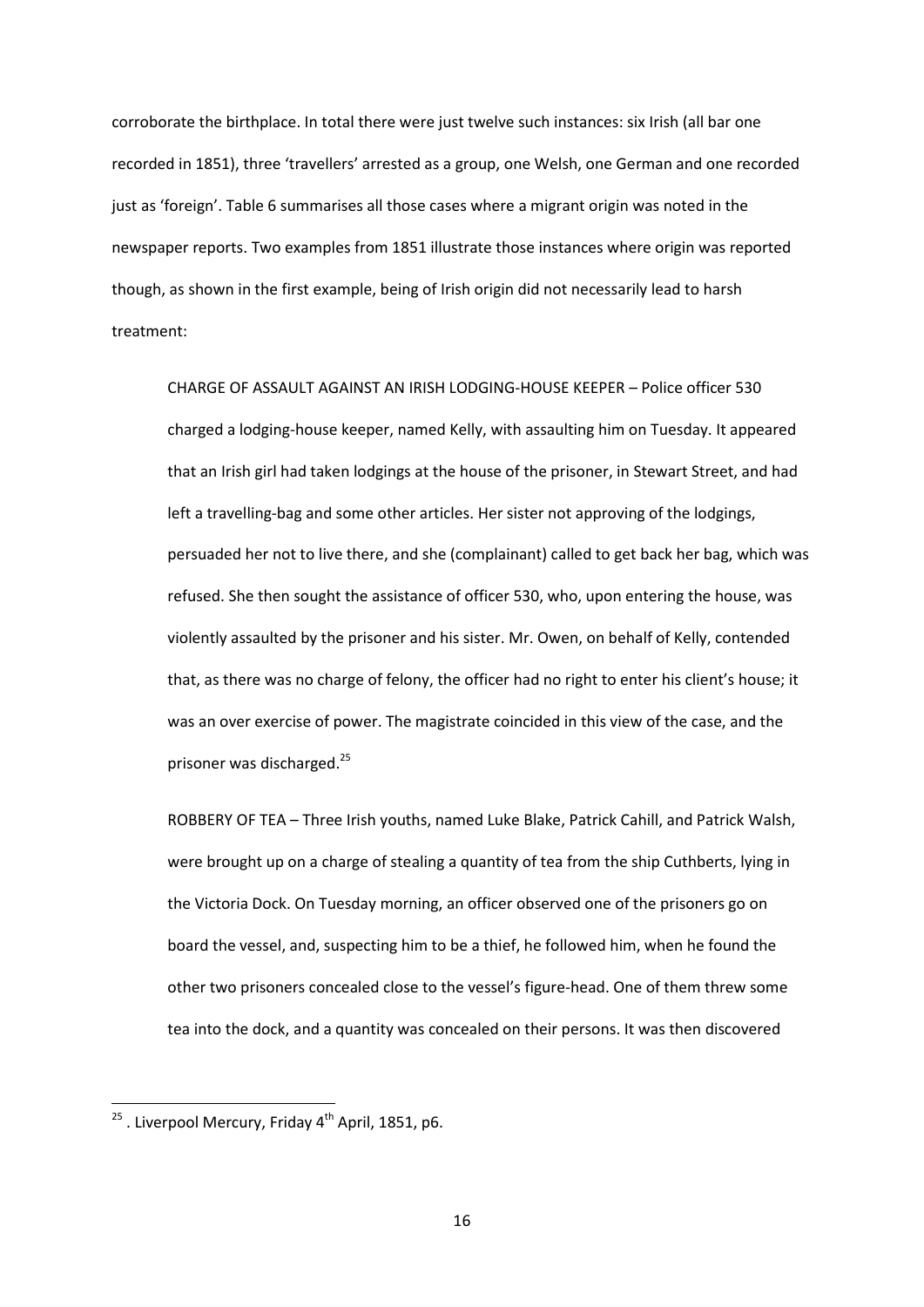corroborate the birthplace. In total there were just twelve such instances: six Irish (all bar one recorded in 1851), three 'travellers' arrested as a group, one Welsh, one German and one recorded just as 'foreign'. Table 6 summarises all those cases where a migrant origin was noted in the newspaper reports. Two examples from 1851 illustrate those instances where origin was reported though, as shown in the first example, being of Irish origin did not necessarily lead to harsh treatment:

> CHARGE OF ASSAULT AGAINST AN IRISH LODGING-HOUSE KEEPER – Police officer 530 charged a lodging-house keeper, named Kelly, with assaulting him on Tuesday. It appeared that an Irish girl had taken lodgings at the house of the prisoner, in Stewart Street, and had left a travelling-bag and some other articles. Her sister not approving of the lodgings, persuaded her not to live there, and she (complainant) called to get back her bag, which was refused. She then sought the assistance of officer 530, who, upon entering the house, was violently assaulted by the prisoner and his sister. Mr. Owen, on behalf of Kelly, contended that, as there was no charge of felony, the officer had no right to enter his client's house; it was an over exercise of power. The magistrate coincided in this view of the case, and the prisoner was discharged.[25]

> ROBBERY OF TEA – Three Irish youths, named Luke Blake, Patrick Cahill, and Patrick Walsh, were brought up on a charge of stealing a quantity of tea from the ship Cuthberts, lying in the Victoria Dock. On Tuesday morning, an officer observed one of the prisoners go on board the vessel, and, suspecting him to be a thief, he followed him, when he found the other two prisoners concealed close to the vessel's figure-head. One of them threw some tea into the dock, and a quantity was concealed on their persons. It was then discovered

[25] . Liverpool Mercury, Friday 4th April, 1851, p6.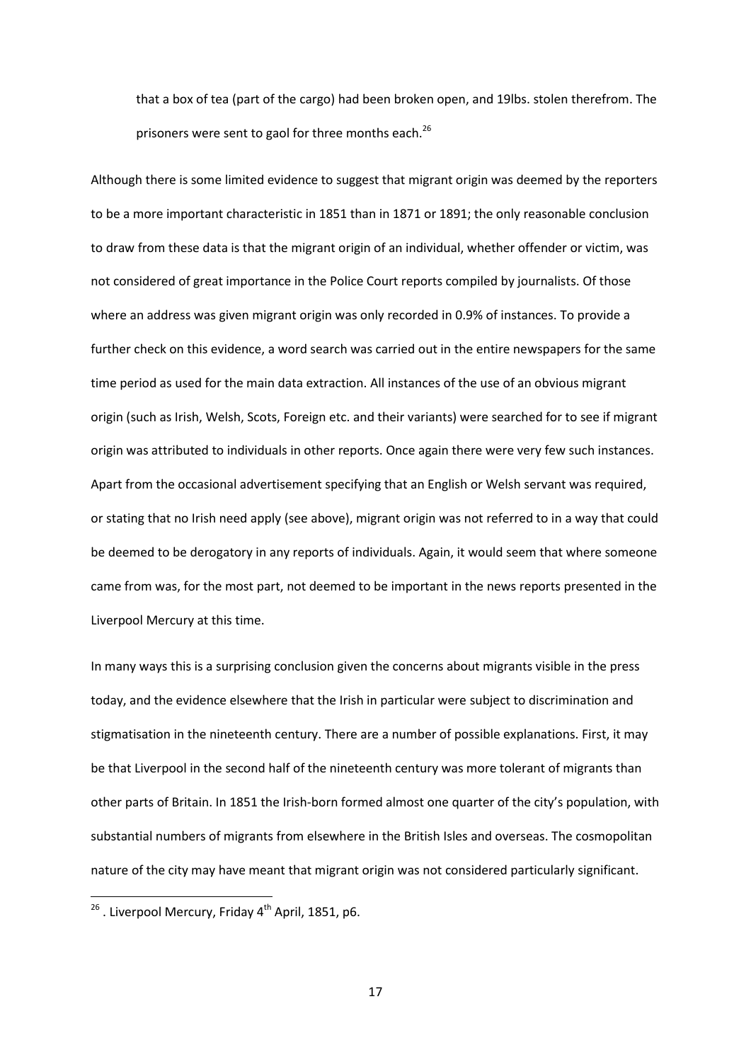> that a box of tea (part of the cargo) had been broken open, and 19lbs. stolen therefrom. The prisoners were sent to gaol for three months each.[26]

Although there is some limited evidence to suggest that migrant origin was deemed by the reporters to be a more important characteristic in 1851 than in 1871 or 1891; the only reasonable conclusion to draw from these data is that the migrant origin of an individual, whether offender or victim, was not considered of great importance in the Police Court reports compiled by journalists. Of those where an address was given migrant origin was only recorded in 0.9% of instances. To provide a further check on this evidence, a word search was carried out in the entire newspapers for the same time period as used for the main data extraction. All instances of the use of an obvious migrant origin (such as Irish, Welsh, Scots, Foreign etc. and their variants) were searched for to see if migrant origin was attributed to individuals in other reports. Once again there were very few such instances. Apart from the occasional advertisement specifying that an English or Welsh servant was required, or stating that no Irish need apply (see above), migrant origin was not referred to in a way that could be deemed to be derogatory in any reports of individuals. Again, it would seem that where someone came from was, for the most part, not deemed to be important in the news reports presented in the Liverpool Mercury at this time.

In many ways this is a surprising conclusion given the concerns about migrants visible in the press today, and the evidence elsewhere that the Irish in particular were subject to discrimination and stigmatisation in the nineteenth century. There are a number of possible explanations. First, it may be that Liverpool in the second half of the nineteenth century was more tolerant of migrants than other parts of Britain. In 1851 the Irish-born formed almost one quarter of the city's population, with substantial numbers of migrants from elsewhere in the British Isles and overseas. The cosmopolitan nature of the city may have meant that migrant origin was not considered particularly significant.

[26] . Liverpool Mercury, Friday 4th April, 1851, p6.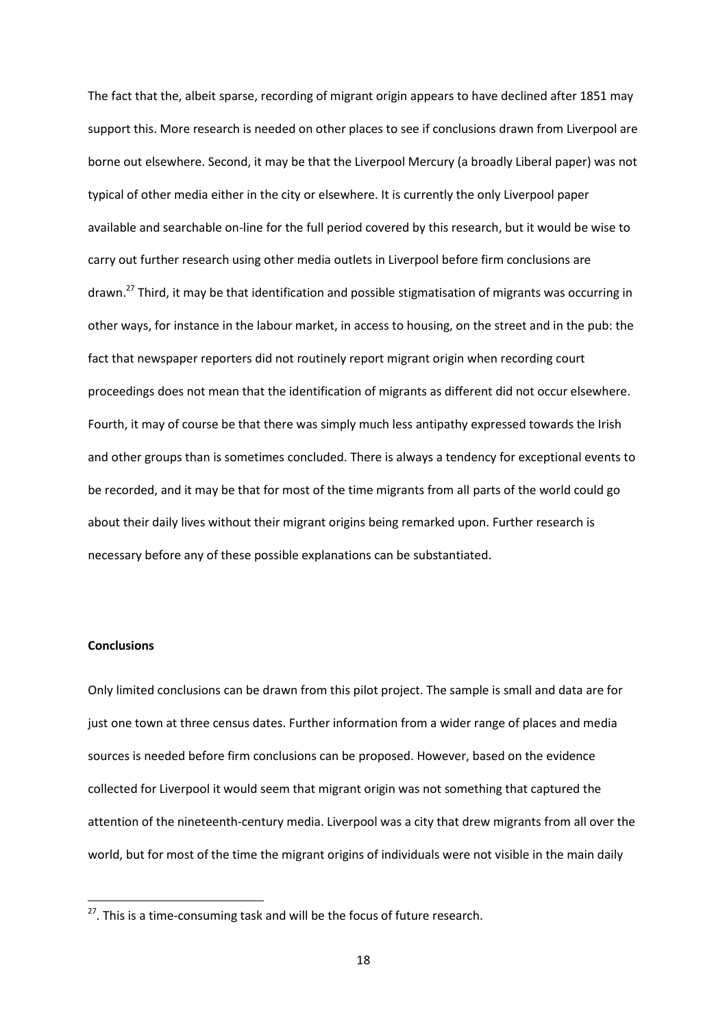The fact that the, albeit sparse, recording of migrant origin appears to have declined after 1851 may support this. More research is needed on other places to see if conclusions drawn from Liverpool are borne out elsewhere. Second, it may be that the Liverpool Mercury (a broadly Liberal paper) was not typical of other media either in the city or elsewhere. It is currently the only Liverpool paper available and searchable on-line for the full period covered by this research, but it would be wise to carry out further research using other media outlets in Liverpool before firm conclusions are drawn.[27] Third, it may be that identification and possible stigmatisation of migrants was occurring in other ways, for instance in the labour market, in access to housing, on the street and in the pub: the fact that newspaper reporters did not routinely report migrant origin when recording court proceedings does not mean that the identification of migrants as different did not occur elsewhere. Fourth, it may of course be that there was simply much less antipathy expressed towards the Irish and other groups than is sometimes concluded. There is always a tendency for exceptional events to be recorded, and it may be that for most of the time migrants from all parts of the world could go about their daily lives without their migrant origins being remarked upon. Further research is necessary before any of these possible explanations can be substantiated.

**Conclusions**

Only limited conclusions can be drawn from this pilot project. The sample is small and data are for just one town at three census dates. Further information from a wider range of places and media sources is needed before firm conclusions can be proposed. However, based on the evidence collected for Liverpool it would seem that migrant origin was not something that captured the attention of the nineteenth-century media. Liverpool was a city that drew migrants from all over the world, but for most of the time the migrant origins of individuals were not visible in the main daily

---

[27]. This is a time-consuming task and will be the focus of future research.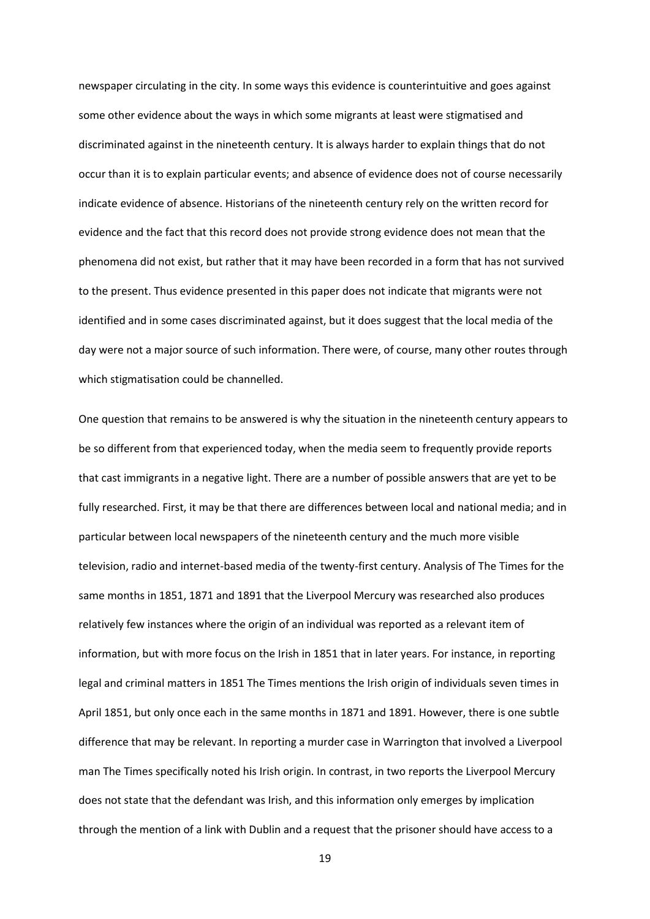newspaper circulating in the city. In some ways this evidence is counterintuitive and goes against some other evidence about the ways in which some migrants at least were stigmatised and discriminated against in the nineteenth century. It is always harder to explain things that do not occur than it is to explain particular events; and absence of evidence does not of course necessarily indicate evidence of absence. Historians of the nineteenth century rely on the written record for evidence and the fact that this record does not provide strong evidence does not mean that the phenomena did not exist, but rather that it may have been recorded in a form that has not survived to the present. Thus evidence presented in this paper does not indicate that migrants were not identified and in some cases discriminated against, but it does suggest that the local media of the day were not a major source of such information. There were, of course, many other routes through which stigmatisation could be channelled.

One question that remains to be answered is why the situation in the nineteenth century appears to be so different from that experienced today, when the media seem to frequently provide reports that cast immigrants in a negative light. There are a number of possible answers that are yet to be fully researched. First, it may be that there are differences between local and national media; and in particular between local newspapers of the nineteenth century and the much more visible television, radio and internet-based media of the twenty-first century. Analysis of The Times for the same months in 1851, 1871 and 1891 that the Liverpool Mercury was researched also produces relatively few instances where the origin of an individual was reported as a relevant item of information, but with more focus on the Irish in 1851 that in later years. For instance, in reporting legal and criminal matters in 1851 The Times mentions the Irish origin of individuals seven times in April 1851, but only once each in the same months in 1871 and 1891. However, there is one subtle difference that may be relevant. In reporting a murder case in Warrington that involved a Liverpool man The Times specifically noted his Irish origin. In contrast, in two reports the Liverpool Mercury does not state that the defendant was Irish, and this information only emerges by implication through the mention of a link with Dublin and a request that the prisoner should have access to a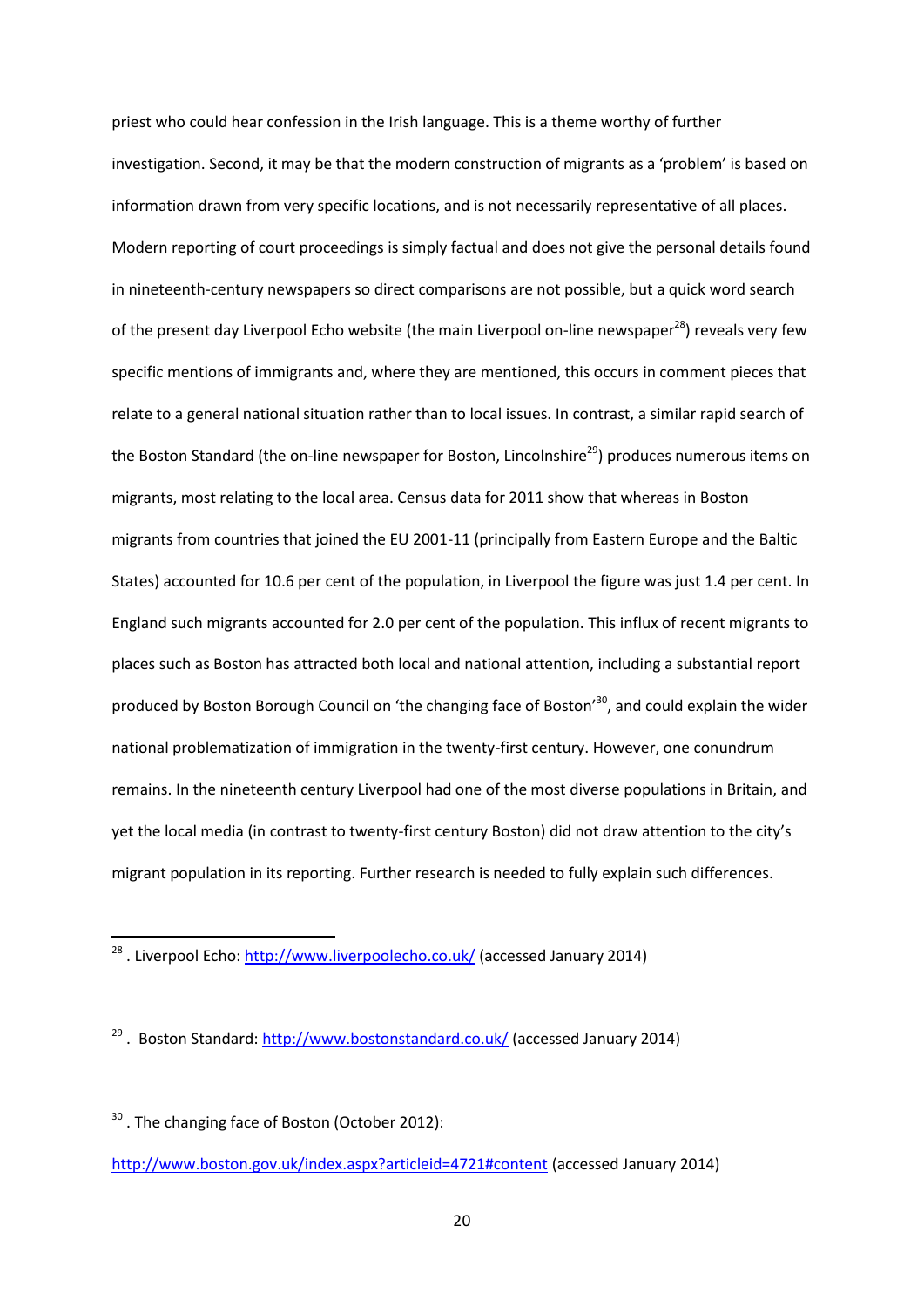priest who could hear confession in the Irish language. This is a theme worthy of further investigation. Second, it may be that the modern construction of migrants as a 'problem' is based on information drawn from very specific locations, and is not necessarily representative of all places. Modern reporting of court proceedings is simply factual and does not give the personal details found in nineteenth-century newspapers so direct comparisons are not possible, but a quick word search of the present day Liverpool Echo website (the main Liverpool on-line newspaper[28]) reveals very few specific mentions of immigrants and, where they are mentioned, this occurs in comment pieces that relate to a general national situation rather than to local issues. In contrast, a similar rapid search of the Boston Standard (the on-line newspaper for Boston, Lincolnshire[29]) produces numerous items on migrants, most relating to the local area. Census data for 2011 show that whereas in Boston migrants from countries that joined the EU 2001-11 (principally from Eastern Europe and the Baltic States) accounted for 10.6 per cent of the population, in Liverpool the figure was just 1.4 per cent. In England such migrants accounted for 2.0 per cent of the population. This influx of recent migrants to places such as Boston has attracted both local and national attention, including a substantial report produced by Boston Borough Council on 'the changing face of Boston'[30], and could explain the wider national problematization of immigration in the twenty-first century. However, one conundrum remains. In the nineteenth century Liverpool had one of the most diverse populations in Britain, and yet the local media (in contrast to twenty-first century Boston) did not draw attention to the city's migrant population in its reporting. Further research is needed to fully explain such differences.

---

[28]. Liverpool Echo: http://www.liverpoolecho.co.uk/ (accessed January 2014)

[29]. Boston Standard: http://www.bostonstandard.co.uk/ (accessed January 2014)

[30]. The changing face of Boston (October 2012): http://www.boston.gov.uk/index.aspx?articleid=4721#content (accessed January 2014)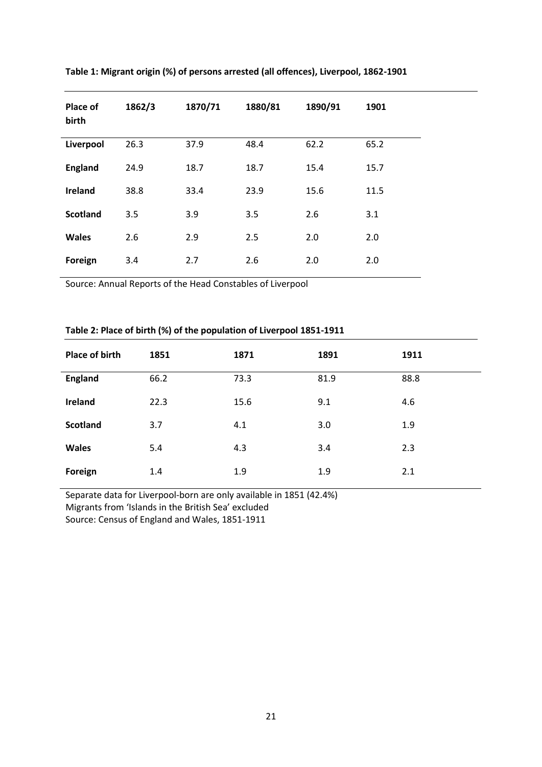**Table 1: Migrant origin (%) of persons arrested (all offences), Liverpool, 1862-1901**

| Place of birth | 1862/3 | 1870/71 | 1880/81 | 1890/91 | 1901 |
|---|---|---|---|---|---|
| **Liverpool** | 26.3 | 37.9 | 48.4 | 62.2 | 65.2 |
| **England** | 24.9 | 18.7 | 18.7 | 15.4 | 15.7 |
| **Ireland** | 38.8 | 33.4 | 23.9 | 15.6 | 11.5 |
| **Scotland** | 3.5 | 3.9 | 3.5 | 2.6 | 3.1 |
| **Wales** | 2.6 | 2.9 | 2.5 | 2.0 | 2.0 |
| **Foreign** | 3.4 | 2.7 | 2.6 | 2.0 | 2.0 |

Source: Annual Reports of the Head Constables of Liverpool

**Table 2: Place of birth (%) of the population of Liverpool 1851-1911**

| Place of birth | 1851 | 1871 | 1891 | 1911 |
|---|---|---|---|---|
| **England** | 66.2 | 73.3 | 81.9 | 88.8 |
| **Ireland** | 22.3 | 15.6 | 9.1 | 4.6 |
| **Scotland** | 3.7 | 4.1 | 3.0 | 1.9 |
| **Wales** | 5.4 | 4.3 | 3.4 | 2.3 |
| **Foreign** | 1.4 | 1.9 | 1.9 | 2.1 |

Separate data for Liverpool-born are only available in 1851 (42.4%)
Migrants from 'Islands in the British Sea' excluded
Source: Census of England and Wales, 1851-1911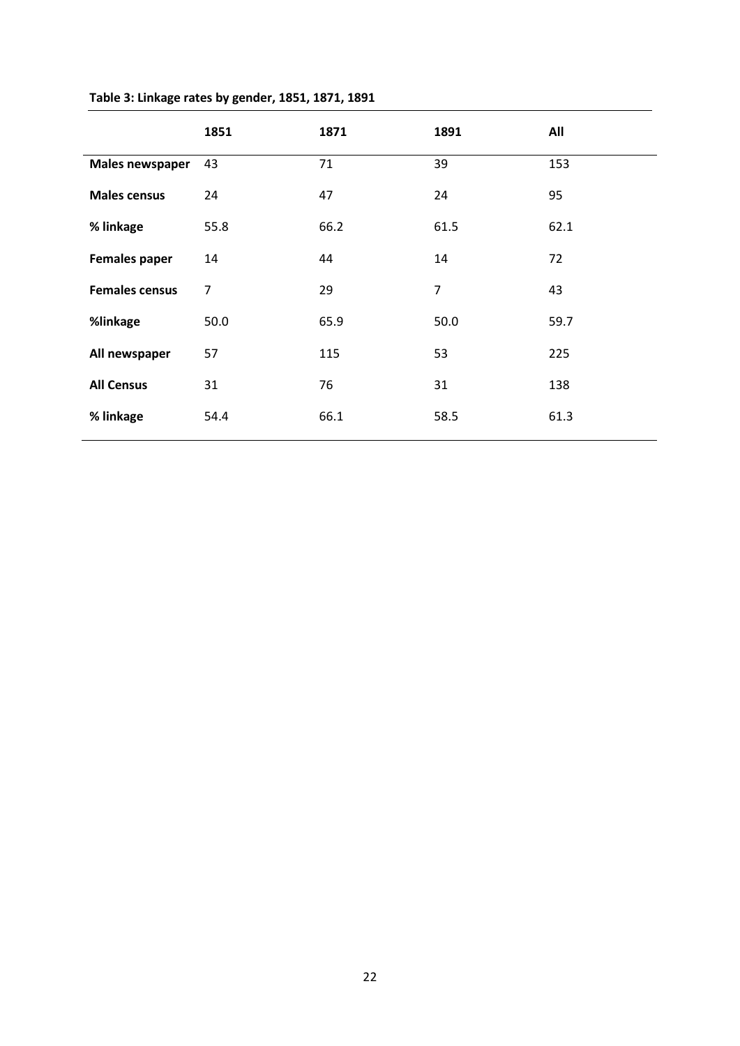**Table 3: Linkage rates by gender, 1851, 1871, 1891**

| | 1851 | 1871 | 1891 | All |
|---|---|---|---|---|
| **Males newspaper** | 43 | 71 | 39 | 153 |
| **Males census** | 24 | 47 | 24 | 95 |
| **% linkage** | 55.8 | 66.2 | 61.5 | 62.1 |
| **Females paper** | 14 | 44 | 14 | 72 |
| **Females census** | 7 | 29 | 7 | 43 |
| **%linkage** | 50.0 | 65.9 | 50.0 | 59.7 |
| **All newspaper** | 57 | 115 | 53 | 225 |
| **All Census** | 31 | 76 | 31 | 138 |
| **% linkage** | 54.4 | 66.1 | 58.5 | 61.3 |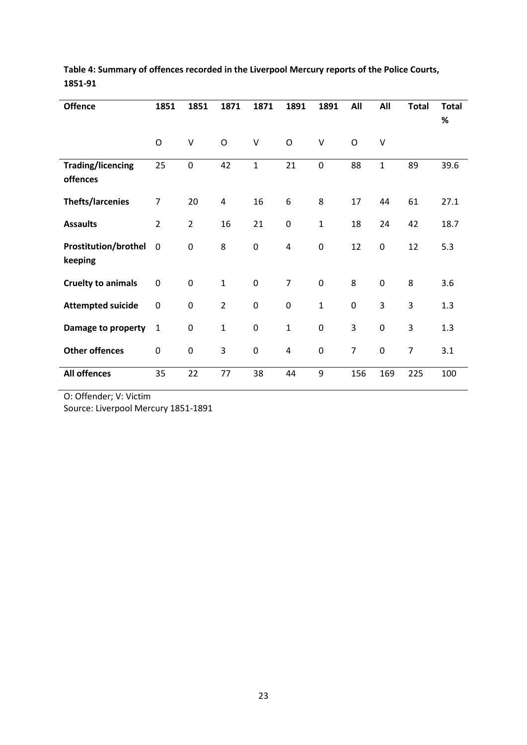**Table 4: Summary of offences recorded in the Liverpool Mercury reports of the Police Courts, 1851-91**

| Offence | 1851 | 1851 | 1871 | 1871 | 1891 | 1891 | All | All | Total | Total % |
|---|---|---|---|---|---|---|---|---|---|---|
| | O | V | O | V | O | V | O | V | | |
| **Trading/licencing offences** | 25 | 0 | 42 | 1 | 21 | 0 | 88 | 1 | 89 | 39.6 |
| **Thefts/larcenies** | 7 | 20 | 4 | 16 | 6 | 8 | 17 | 44 | 61 | 27.1 |
| **Assaults** | 2 | 2 | 16 | 21 | 0 | 1 | 18 | 24 | 42 | 18.7 |
| **Prostitution/brothel keeping** | 0 | 0 | 8 | 0 | 4 | 0 | 12 | 0 | 12 | 5.3 |
| **Cruelty to animals** | 0 | 0 | 1 | 0 | 7 | 0 | 8 | 0 | 8 | 3.6 |
| **Attempted suicide** | 0 | 0 | 2 | 0 | 0 | 1 | 0 | 3 | 3 | 1.3 |
| **Damage to property** | 1 | 0 | 1 | 0 | 1 | 0 | 3 | 0 | 3 | 1.3 |
| **Other offences** | 0 | 0 | 3 | 0 | 4 | 0 | 7 | 0 | 7 | 3.1 |
| **All offences** | 35 | 22 | 77 | 38 | 44 | 9 | 156 | 169 | 225 | 100 |

O: Offender; V: Victim
Source: Liverpool Mercury 1851-1891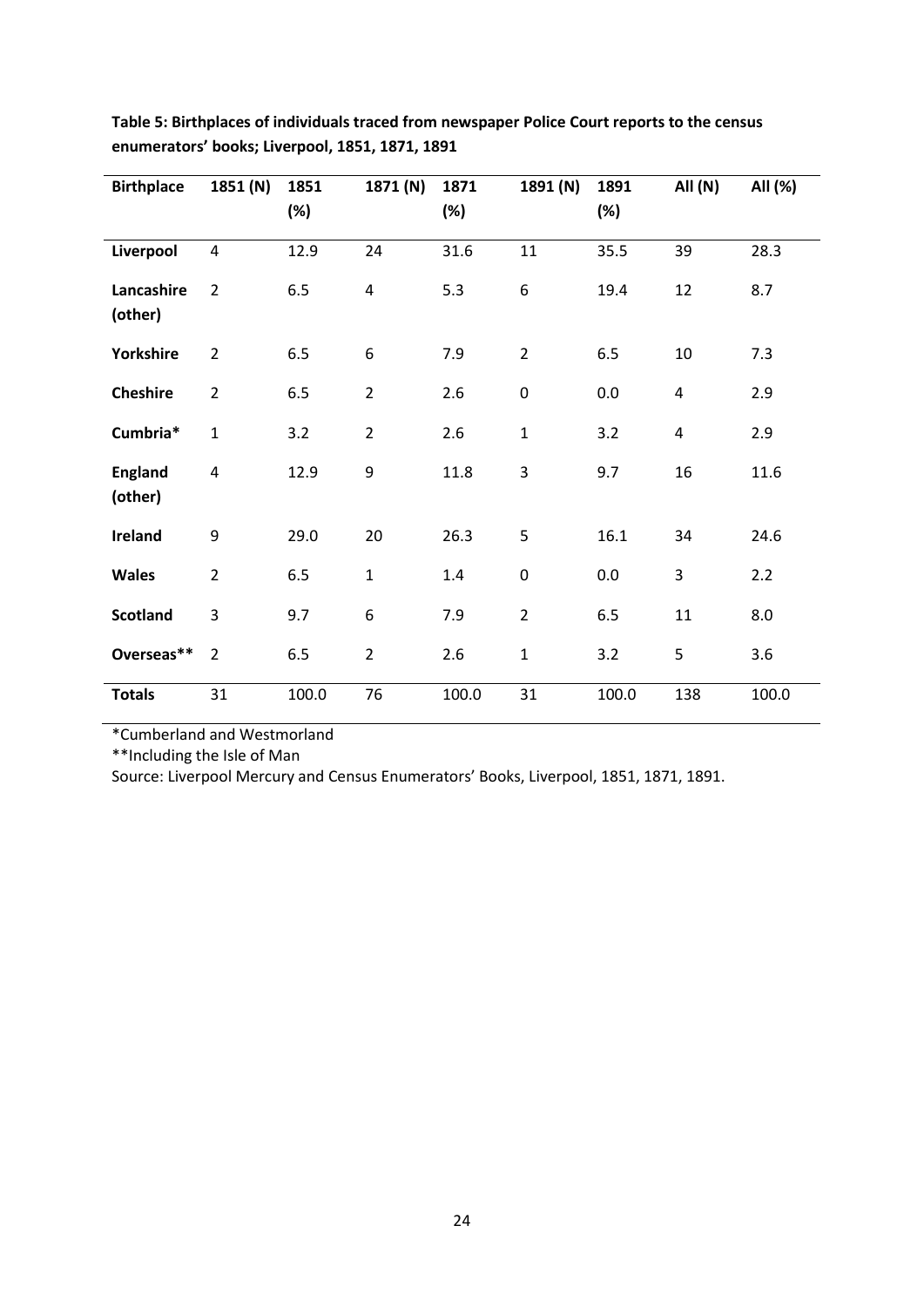**Table 5: Birthplaces of individuals traced from newspaper Police Court reports to the census enumerators' books; Liverpool, 1851, 1871, 1891**

| Birthplace | 1851 (N) | 1851 (%) | 1871 (N) | 1871 (%) | 1891 (N) | 1891 (%) | All (N) | All (%) |
|---|---|---|---|---|---|---|---|---|
| **Liverpool** | 4 | 12.9 | 24 | 31.6 | 11 | 35.5 | 39 | 28.3 |
| **Lancashire (other)** | 2 | 6.5 | 4 | 5.3 | 6 | 19.4 | 12 | 8.7 |
| **Yorkshire** | 2 | 6.5 | 6 | 7.9 | 2 | 6.5 | 10 | 7.3 |
| **Cheshire** | 2 | 6.5 | 2 | 2.6 | 0 | 0.0 | 4 | 2.9 |
| **Cumbria*** | 1 | 3.2 | 2 | 2.6 | 1 | 3.2 | 4 | 2.9 |
| **England (other)** | 4 | 12.9 | 9 | 11.8 | 3 | 9.7 | 16 | 11.6 |
| **Ireland** | 9 | 29.0 | 20 | 26.3 | 5 | 16.1 | 34 | 24.6 |
| **Wales** | 2 | 6.5 | 1 | 1.4 | 0 | 0.0 | 3 | 2.2 |
| **Scotland** | 3 | 9.7 | 6 | 7.9 | 2 | 6.5 | 11 | 8.0 |
| **Overseas**** | 2 | 6.5 | 2 | 2.6 | 1 | 3.2 | 5 | 3.6 |
| **Totals** | 31 | 100.0 | 76 | 100.0 | 31 | 100.0 | 138 | 100.0 |

*Cumberland and Westmorland

**Including the Isle of Man

Source: Liverpool Mercury and Census Enumerators' Books, Liverpool, 1851, 1871, 1891.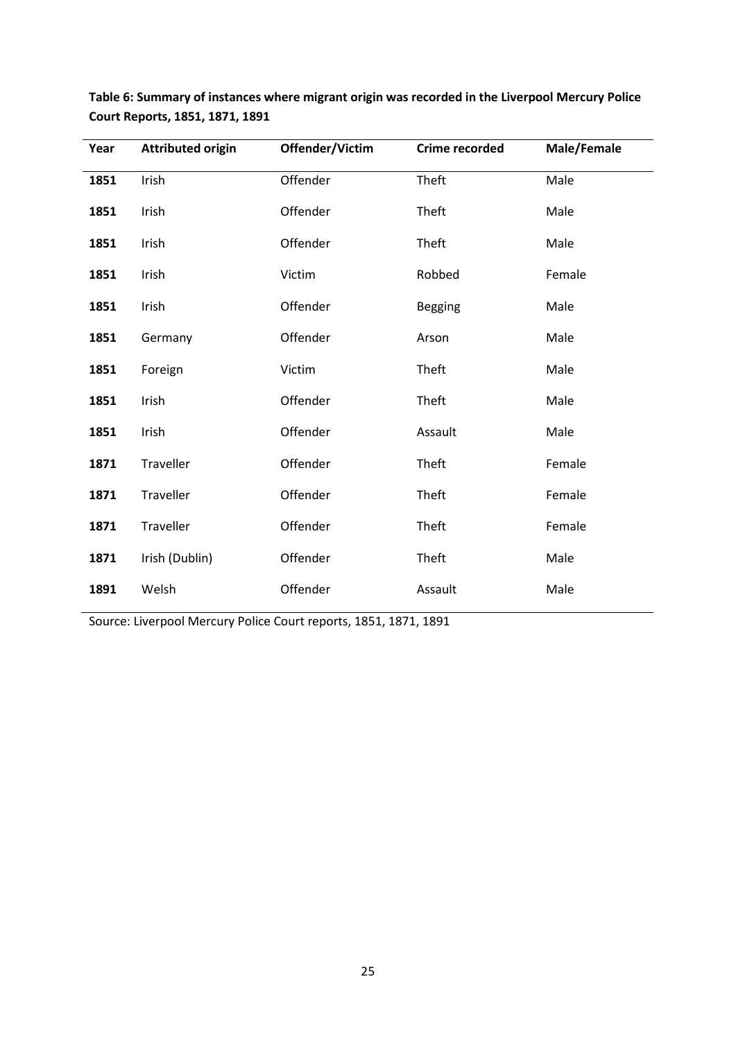**Table 6: Summary of instances where migrant origin was recorded in the Liverpool Mercury Police Court Reports, 1851, 1871, 1891**

| Year | Attributed origin | Offender/Victim | Crime recorded | Male/Female |
|---|---|---|---|---|
| **1851** | Irish | Offender | Theft | Male |
| **1851** | Irish | Offender | Theft | Male |
| **1851** | Irish | Offender | Theft | Male |
| **1851** | Irish | Victim | Robbed | Female |
| **1851** | Irish | Offender | Begging | Male |
| **1851** | Germany | Offender | Arson | Male |
| **1851** | Foreign | Victim | Theft | Male |
| **1851** | Irish | Offender | Theft | Male |
| **1851** | Irish | Offender | Assault | Male |
| **1871** | Traveller | Offender | Theft | Female |
| **1871** | Traveller | Offender | Theft | Female |
| **1871** | Traveller | Offender | Theft | Female |
| **1871** | Irish (Dublin) | Offender | Theft | Male |
| **1891** | Welsh | Offender | Assault | Male |

Source: Liverpool Mercury Police Court reports, 1851, 1871, 1891